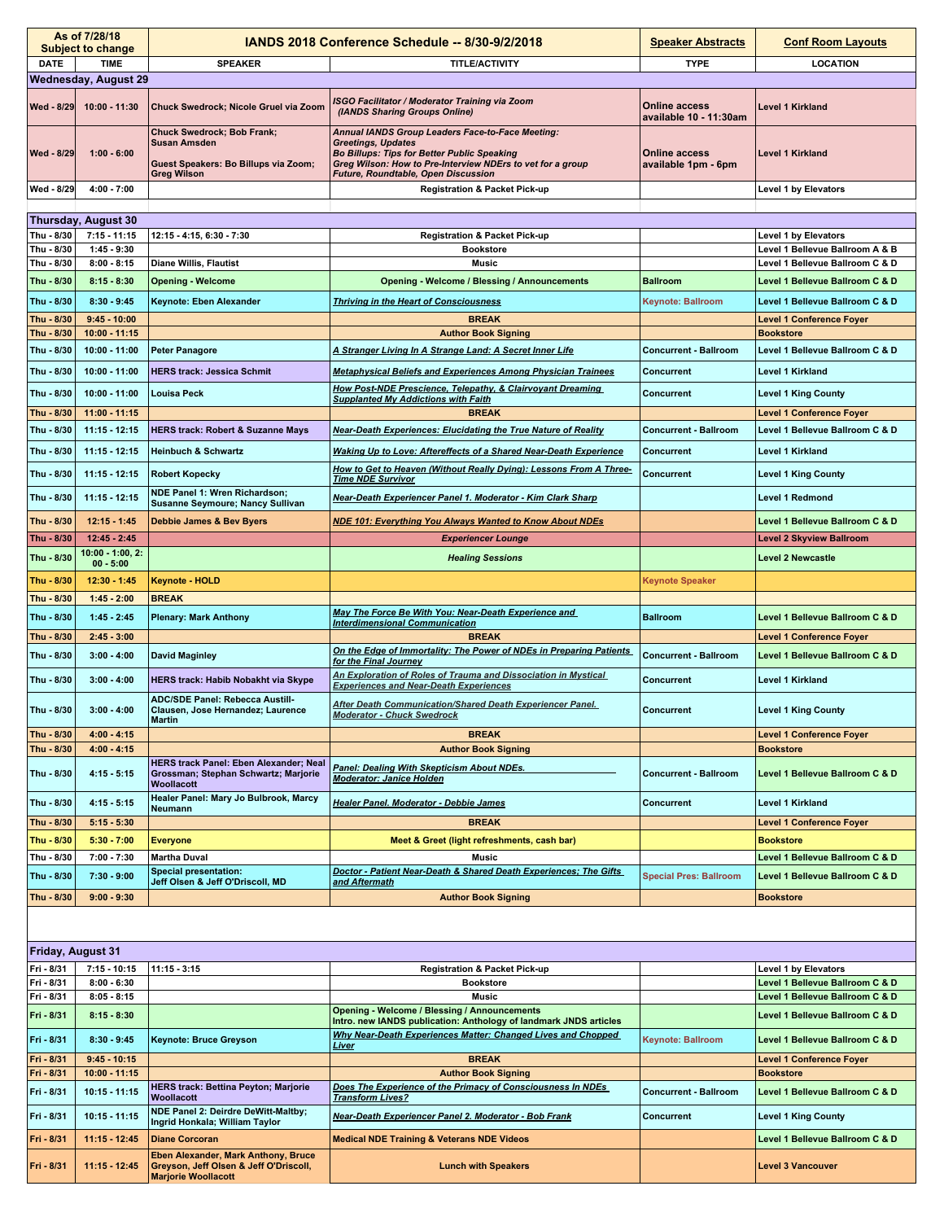| As of 7/28/18 Subject to change | | IANDS 2018 Conference Schedule -- 8/30-9/2/2018 | | Speaker Abstracts | Conf Room Layouts |
|---|---|---|---|---|---|
| DATE | TIME | SPEAKER | TITLE/ACTIVITY | TYPE | LOCATION |
| **Wednesday, August 29** | | | | | |
| Wed - 8/29 | 10:00 - 11:30 | Chuck Swedrock; Nicole Gruel via Zoom | *ISGO Facilitator / Moderator Training via Zoom (IANDS Sharing Groups Online)* | Online access available 10 - 11:30am | Level 1 Kirkland |
| Wed - 8/29 | 1:00 - 6:00 | Chuck Swedrock; Bob Frank; Susan Amsden<br><br>Guest Speakers: Bo Billups via Zoom; Greg Wilson | *Annual IANDS Group Leaders Face-to-Face Meeting: Greetings, Updates*<br>*Bo Billups: Tips for Better Public Speaking*<br>*Greg Wilson: How to Pre-Interview NDErs to vet for a group*<br>*Future, Roundtable, Open Discussion* | Online access available 1pm - 6pm | Level 1 Kirkland |
| Wed - 8/29 | 4:00 - 7:00 | | Registration & Packet Pick-up | | Level 1 by Elevators |
| **Thursday, August 30** | | | | | |
| Thu - 8/30 | 7:15 - 11:15 | 12:15 - 4:15, 6:30 - 7:30 | Registration & Packet Pick-up | | Level 1 by Elevators |
| Thu - 8/30 | 1:45 - 9:30 | | Bookstore | | Level 1 Bellevue Ballroom A & B |
| Thu - 8/30 | 8:00 - 8:15 | Diane Willis, Flautist | Music | | Level 1 Bellevue Ballroom C & D |
| Thu - 8/30 | 8:15 - 8:30 | Opening - Welcome | Opening - Welcome / Blessing / Announcements | Ballroom | Level 1 Bellevue Ballroom C & D |
| Thu - 8/30 | 8:30 - 9:45 | Keynote: Eben Alexander | *Thriving in the Heart of Consciousness* | Keynote: Ballroom | Level 1 Bellevue Ballroom C & D |
| Thu - 8/30 | 9:45 - 10:00 | | BREAK | | Level 1 Conference Foyer |
| Thu - 8/30 | 10:00 - 11:15 | | Author Book Signing | | Bookstore |
| Thu - 8/30 | 10:00 - 11:00 | Peter Panagore | *A Stranger Living In A Strange Land: A Secret Inner Life* | Concurrent - Ballroom | Level 1 Bellevue Ballroom C & D |
| Thu - 8/30 | 10:00 - 11:00 | HERS track: Jessica Schmit | *Metaphysical Beliefs and Experiences Among Physician Trainees* | Concurrent | Level 1 Kirkland |
| Thu - 8/30 | 10:00 - 11:00 | Louisa Peck | *How Post-NDE Prescience, Telepathy, & Clairvoyant Dreaming Supplanted My Addictions with Faith* | Concurrent | Level 1 King County |
| Thu - 8/30 | 11:00 - 11:15 | | BREAK | | Level 1 Conference Foyer |
| Thu - 8/30 | 11:15 - 12:15 | HERS track: Robert & Suzanne Mays | *Near-Death Experiences: Elucidating the True Nature of Reality* | Concurrent - Ballroom | Level 1 Bellevue Ballroom C & D |
| Thu - 8/30 | 11:15 - 12:15 | Heinbuch & Schwartz | *Waking Up to Love: Aftereffects of a Shared Near-Death Experience* | Concurrent | Level 1 Kirkland |
| Thu - 8/30 | 11:15 - 12:15 | Robert Kopecky | *How to Get to Heaven (Without Really Dying): Lessons From A Three-Time NDE Survivor* | Concurrent | Level 1 King County |
| Thu - 8/30 | 11:15 - 12:15 | NDE Panel 1: Wren Richardson; Susanne Seymoure; Nancy Sullivan | *Near-Death Experiencer Panel 1. Moderator - Kim Clark Sharp* | | Level 1 Redmond |
| Thu - 8/30 | 12:15 - 1:45 | Debbie James & Bev Byers | *NDE 101: Everything You Always Wanted to Know About NDEs* | | Level 1 Bellevue Ballroom C & D |
| Thu - 8/30 | 12:45 - 2:45 | | *Experiencer Lounge* | | Level 2 Skyview Ballroom |
| Thu - 8/30 | 10:00 - 1:00, 2:00 - 5:00 | | *Healing Sessions* | | Level 2 Newcastle |
| Thu - 8/30 | 12:30 - 1:45 | Keynote - HOLD | | Keynote Speaker | |
| Thu - 8/30 | 1:45 - 2:00 | BREAK | | | |
| Thu - 8/30 | 1:45 - 2:45 | Plenary: Mark Anthony | *May The Force Be With You: Near-Death Experience and Interdimensional Communication* | Ballroom | Level 1 Bellevue Ballroom C & D |
| Thu - 8/30 | 2:45 - 3:00 | | BREAK | | Level 1 Conference Foyer |
| Thu - 8/30 | 3:00 - 4:00 | David Maginley | *On the Edge of Immortality: The Power of NDEs in Preparing Patients for the Final Journey* | Concurrent - Ballroom | Level 1 Bellevue Ballroom C & D |
| Thu - 8/30 | 3:00 - 4:00 | HERS track: Habib Nobakht via Skype | *An Exploration of Roles of Trauma and Dissociation in Mystical Experiences and Near-Death Experiences* | Concurrent | Level 1 Kirkland |
| Thu - 8/30 | 3:00 - 4:00 | ADC/SDE Panel: Rebecca Austill-Clausen, Jose Hernandez; Laurence Martin | *After Death Communication/Shared Death Experiencer Panel. Moderator - Chuck Swedrock* | Concurrent | Level 1 King County |
| Thu - 8/30 | 4:00 - 4:15 | | BREAK | | Level 1 Conference Foyer |
| Thu - 8/30 | 4:00 - 4:15 | | Author Book Signing | | Bookstore |
| Thu - 8/30 | 4:15 - 5:15 | HERS track Panel: Eben Alexander; Neal Grossman; Stephan Schwartz; Marjorie Woollacott | *Panel: Dealing With Skepticism About NDEs. Moderator: Janice Holden* | Concurrent - Ballroom | Level 1 Bellevue Ballroom C & D |
| Thu - 8/30 | 4:15 - 5:15 | Healer Panel: Mary Jo Bulbrook, Marcy Neumann | *Healer Panel. Moderator - Debbie James* | Concurrent | Level 1 Kirkland |
| Thu - 8/30 | 5:15 - 5:30 | | BREAK | | Level 1 Conference Foyer |
| Thu - 8/30 | 5:30 - 7:00 | Everyone | Meet & Greet (light refreshments, cash bar) | | Bookstore |
| Thu - 8/30 | 7:00 - 7:30 | Martha Duval | Music | | Level 1 Bellevue Ballroom C & D |
| Thu - 8/30 | 7:30 - 9:00 | Special presentation: Jeff Olsen & Jeff O'Driscoll, MD | *Doctor - Patient Near-Death & Shared Death Experiences; The Gifts and Aftermath* | Special Pres: Ballroom | Level 1 Bellevue Ballroom C & D |
| Thu - 8/30 | 9:00 - 9:30 | | Author Book Signing | | Bookstore |
| **Friday, August 31** | | | | | |
| Fri - 8/31 | 7:15 - 10:15 | 11:15 - 3:15 | Registration & Packet Pick-up | | Level 1 by Elevators |
| Fri - 8/31 | 8:00 - 6:30 | | Bookstore | | Level 1 Bellevue Ballroom C & D |
| Fri - 8/31 | 8:05 - 8:15 | | Music | | Level 1 Bellevue Ballroom C & D |
| Fri - 8/31 | 8:15 - 8:30 | | Opening - Welcome / Blessing / Announcements<br>Intro. new IANDS publication: Anthology of landmark JNDS articles | | Level 1 Bellevue Ballroom C & D |
| Fri - 8/31 | 8:30 - 9:45 | Keynote: Bruce Greyson | *Why Near-Death Experiences Matter: Changed Lives and Chopped Liver* | Keynote: Ballroom | Level 1 Bellevue Ballroom C & D |
| Fri - 8/31 | 9:45 - 10:15 | | BREAK | | Level 1 Conference Foyer |
| Fri - 8/31 | 10:00 - 11:15 | | Author Book Signing | | Bookstore |
| Fri - 8/31 | 10:15 - 11:15 | HERS track: Bettina Peyton; Marjorie Woollacott | *Does The Experience of the Primacy of Consciousness In NDEs Transform Lives?* | Concurrent - Ballroom | Level 1 Bellevue Ballroom C & D |
| Fri - 8/31 | 10:15 - 11:15 | NDE Panel 2: Deirdre DeWitt-Maltby; Ingrid Honkala; William Taylor | *Near-Death Experiencer Panel 2. Moderator - Bob Frank* | Concurrent | Level 1 King County |
| Fri - 8/31 | 11:15 - 12:45 | Diane Corcoran | Medical NDE Training & Veterans NDE Videos | | Level 1 Bellevue Ballroom C & D |
| Fri - 8/31 | 11:15 - 12:45 | Eben Alexander, Mark Anthony, Bruce Greyson, Jeff Olsen & Jeff O'Driscoll, Marjorie Woollacott | Lunch with Speakers | | Level 3 Vancouver |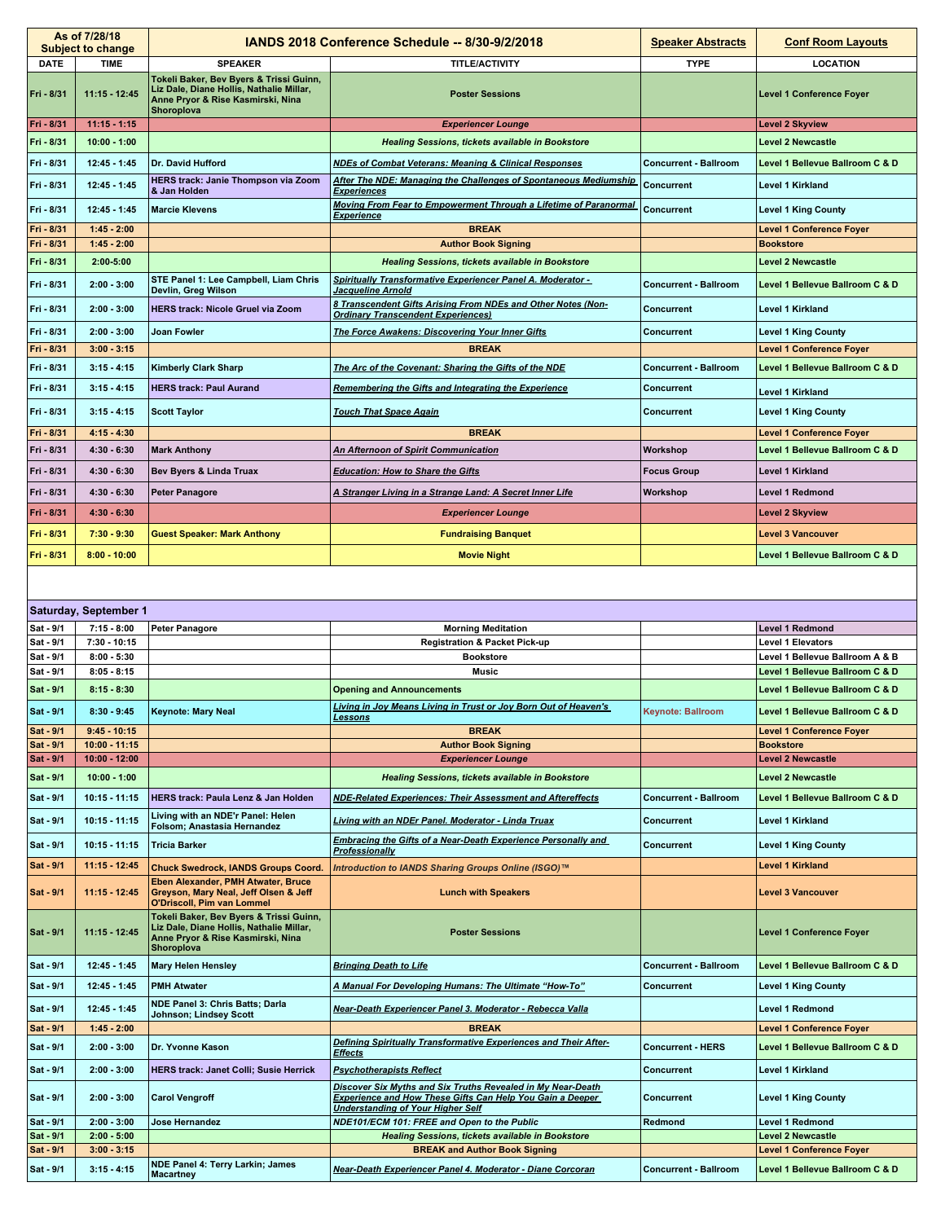| As of 7/28/18 Subject to change | | IANDS 2018 Conference Schedule -- 8/30-9/2/2018 | | Speaker Abstracts | Conf Room Layouts |
|---|---|---|---|---|---|
| DATE | TIME | SPEAKER | TITLE/ACTIVITY | TYPE | LOCATION |
| Fri - 8/31 | 11:15 - 12:45 | Tokeli Baker, Bev Byers & Trissi Guinn, Liz Dale, Diane Hollis, Nathalie Millar, Anne Pryor & Rise Kasmirski, Nina Shoroplova | Poster Sessions | | Level 1 Conference Foyer |
| Fri - 8/31 | 11:15 - 1:15 | | Experiencer Lounge | | Level 2 Skyview |
| Fri - 8/31 | 10:00 - 1:00 | | Healing Sessions, tickets available in Bookstore | | Level 2 Newcastle |
| Fri - 8/31 | 12:45 - 1:45 | Dr. David Hufford | NDEs of Combat Veterans: Meaning & Clinical Responses | Concurrent - Ballroom | Level 1 Bellevue Ballroom C & D |
| Fri - 8/31 | 12:45 - 1:45 | HERS track: Janie Thompson via Zoom & Jan Holden | After The NDE: Managing the Challenges of Spontaneous Mediumship Experiences | Concurrent | Level 1 Kirkland |
| Fri - 8/31 | 12:45 - 1:45 | Marcie Klevens | Moving From Fear to Empowerment Through a Lifetime of Paranormal Experience | Concurrent | Level 1 King County |
| Fri - 8/31 | 1:45 - 2:00 | | BREAK | | Level 1 Conference Foyer |
| Fri - 8/31 | 1:45 - 2:00 | | Author Book Signing | | Bookstore |
| Fri - 8/31 | 2:00-5:00 | | Healing Sessions, tickets available in Bookstore | | Level 2 Newcastle |
| Fri - 8/31 | 2:00 - 3:00 | STE Panel 1: Lee Campbell, Liam Chris Devlin, Greg Wilson | Spiritually Transformative Experiencer Panel A. Moderator - Jacqueline Arnold | Concurrent - Ballroom | Level 1 Bellevue Ballroom C & D |
| Fri - 8/31 | 2:00 - 3:00 | HERS track: Nicole Gruel via Zoom | 8 Transcendent Gifts Arising From NDEs and Other Notes (Non-Ordinary Transcendent Experiences) | Concurrent | Level 1 Kirkland |
| Fri - 8/31 | 2:00 - 3:00 | Joan Fowler | The Force Awakens: Discovering Your Inner Gifts | Concurrent | Level 1 King County |
| Fri - 8/31 | 3:00 - 3:15 | | BREAK | | Level 1 Conference Foyer |
| Fri - 8/31 | 3:15 - 4:15 | Kimberly Clark Sharp | The Arc of the Covenant: Sharing the Gifts of the NDE | Concurrent - Ballroom | Level 1 Bellevue Ballroom C & D |
| Fri - 8/31 | 3:15 - 4:15 | HERS track: Paul Aurand | Remembering the Gifts and Integrating the Experience | Concurrent | Level 1 Kirkland |
| Fri - 8/31 | 3:15 - 4:15 | Scott Taylor | Touch That Space Again | Concurrent | Level 1 King County |
| Fri - 8/31 | 4:15 - 4:30 | | BREAK | | Level 1 Conference Foyer |
| Fri - 8/31 | 4:30 - 6:30 | Mark Anthony | An Afternoon of Spirit Communication | Workshop | Level 1 Bellevue Ballroom C & D |
| Fri - 8/31 | 4:30 - 6:30 | Bev Byers & Linda Truax | Education: How to Share the Gifts | Focus Group | Level 1 Kirkland |
| Fri - 8/31 | 4:30 - 6:30 | Peter Panagore | A Stranger Living in a Strange Land: A Secret Inner Life | Workshop | Level 1 Redmond |
| Fri - 8/31 | 4:30 - 6:30 | | Experiencer Lounge | | Level 2 Skyview |
| Fri - 8/31 | 7:30 - 9:30 | Guest Speaker: Mark Anthony | Fundraising Banquet | | Level 3 Vancouver |
| Fri - 8/31 | 8:00 - 10:00 | | Movie Night | | Level 1 Bellevue Ballroom C & D |
| | | | | | |
| Saturday, September 1 | | | | | |
| Sat - 9/1 | 7:15 - 8:00 | Peter Panagore | Morning Meditation | | Level 1 Redmond |
| Sat - 9/1 | 7:30 - 10:15 | | Registration & Packet Pick-up | | Level 1 Elevators |
| Sat - 9/1 | 8:00 - 5:30 | | Bookstore | | Level 1 Bellevue Ballroom A & B |
| Sat - 9/1 | 8:05 - 8:15 | | Music | | Level 1 Bellevue Ballroom C & D |
| Sat - 9/1 | 8:15 - 8:30 | | Opening and Announcements | | Level 1 Bellevue Ballroom C & D |
| Sat - 9/1 | 8:30 - 9:45 | Keynote: Mary Neal | Living in Joy Means Living in Trust or Joy Born Out of Heaven's Lessons | Keynote: Ballroom | Level 1 Bellevue Ballroom C & D |
| Sat - 9/1 | 9:45 - 10:15 | | BREAK | | Level 1 Conference Foyer |
| Sat - 9/1 | 10:00 - 11:15 | | Author Book Signing | | Bookstore |
| Sat - 9/1 | 10:00 - 12:00 | | Experiencer Lounge | | Level 2 Newcastle |
| Sat - 9/1 | 10:00 - 1:00 | | Healing Sessions, tickets available in Bookstore | | Level 2 Newcastle |
| Sat - 9/1 | 10:15 - 11:15 | HERS track: Paula Lenz & Jan Holden | NDE-Related Experiences: Their Assessment and Aftereffects | Concurrent - Ballroom | Level 1 Bellevue Ballroom C & D |
| Sat - 9/1 | 10:15 - 11:15 | Living with an NDE'r Panel: Helen Folsom; Anastasia Hernandez | Living with an NDEr Panel. Moderator - Linda Truax | Concurrent | Level 1 Kirkland |
| Sat - 9/1 | 10:15 - 11:15 | Tricia Barker | Embracing the Gifts of a Near-Death Experience Personally and Professionally | Concurrent | Level 1 King County |
| Sat - 9/1 | 11:15 - 12:45 | Chuck Swedrock, IANDS Groups Coord. | Introduction to IANDS Sharing Groups Online (ISGO)™ | | Level 1 Kirkland |
| Sat - 9/1 | 11:15 - 12:45 | Eben Alexander, PMH Atwater, Bruce Greyson, Mary Neal, Jeff Olsen & Jeff O'Driscoll, Pim van Lommel | Lunch with Speakers | | Level 3 Vancouver |
| Sat - 9/1 | 11:15 - 12:45 | Tokeli Baker, Bev Byers & Trissi Guinn, Liz Dale, Diane Hollis, Nathalie Millar, Anne Pryor & Rise Kasmirski, Nina Shoroplova | Poster Sessions | | Level 1 Conference Foyer |
| Sat - 9/1 | 12:45 - 1:45 | Mary Helen Hensley | Bringing Death to Life | Concurrent - Ballroom | Level 1 Bellevue Ballroom C & D |
| Sat - 9/1 | 12:45 - 1:45 | PMH Atwater | A Manual For Developing Humans: The Ultimate "How-To" | Concurrent | Level 1 King County |
| Sat - 9/1 | 12:45 - 1:45 | NDE Panel 3: Chris Batts; Darla Johnson; Lindsey Scott | Near-Death Experiencer Panel 3. Moderator - Rebecca Valla | | Level 1 Redmond |
| Sat - 9/1 | 1:45 - 2:00 | | BREAK | | Level 1 Conference Foyer |
| Sat - 9/1 | 2:00 - 3:00 | Dr. Yvonne Kason | Defining Spiritually Transformative Experiences and Their After-Effects | Concurrent - HERS | Level 1 Bellevue Ballroom C & D |
| Sat - 9/1 | 2:00 - 3:00 | HERS track: Janet Colli; Susie Herrick | Psychotherapists Reflect | Concurrent | Level 1 Kirkland |
| Sat - 9/1 | 2:00 - 3:00 | Carol Vengroff | Discover Six Myths and Six Truths Revealed in My Near-Death Experience and How These Gifts Can Help You Gain a Deeper Understanding of Your Higher Self | Concurrent | Level 1 King County |
| Sat - 9/1 | 2:00 - 3:00 | Jose Hernandez | NDE101/ECM 101: FREE and Open to the Public | Redmond | Level 1 Redmond |
| Sat - 9/1 | 2:00 - 5:00 | | Healing Sessions, tickets available in Bookstore | | Level 2 Newcastle |
| Sat - 9/1 | 3:00 - 3:15 | | BREAK and Author Book Signing | | Level 1 Conference Foyer |
| Sat - 9/1 | 3:15 - 4:15 | NDE Panel 4: Terry Larkin; James Macartney | Near-Death Experiencer Panel 4. Moderator - Diane Corcoran | Concurrent - Ballroom | Level 1 Bellevue Ballroom C & D |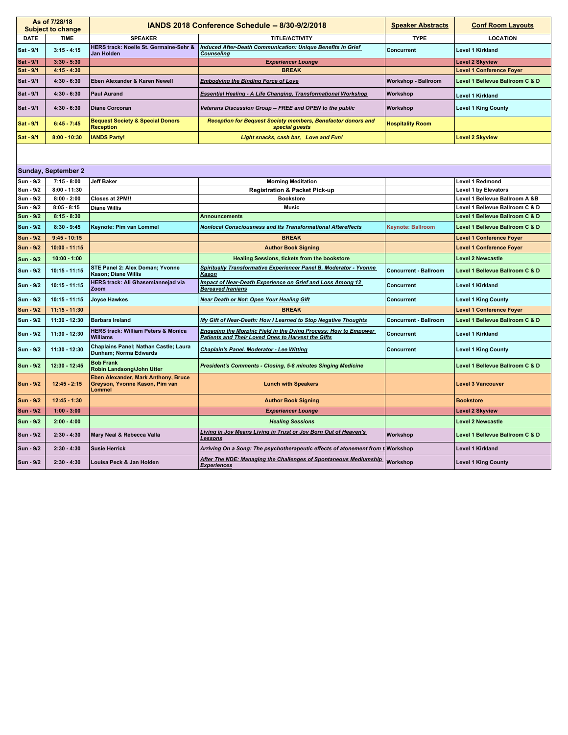| As of 7/28/18 Subject to change | | IANDS 2018 Conference Schedule -- 8/30-9/2/2018 | | Speaker Abstracts | Conf Room Layouts |
|---|---|---|---|---|---|
| DATE | TIME | SPEAKER | TITLE/ACTIVITY | TYPE | LOCATION |
| Sat - 9/1 | 3:15 - 4:15 | HERS track: Noelle St. Germaine-Sehr & Jan Holden | *Induced After-Death Communication: Unique Benefits in Grief Counseling* | Concurrent | Level 1 Kirkland |
| Sat - 9/1 | 3:30 - 5:30 | | *Experiencer Lounge* | | Level 2 Skyview |
| Sat - 9/1 | 4:15 - 4:30 | | BREAK | | Level 1 Conference Foyer |
| Sat - 9/1 | 4:30 - 6:30 | Eben Alexander & Karen Newell | *Embodying the Binding Force of Love* | Workshop - Ballroom | Level 1 Bellevue Ballroom C & D |
| Sat - 9/1 | 4:30 - 6:30 | Paul Aurand | *Essential Healing - A Life Changing, Transformational Workshop* | Workshop | Level 1 Kirkland |
| Sat - 9/1 | 4:30 - 6:30 | Diane Corcoran | *Veterans Discussion Group -- FREE and OPEN to the public* | Workshop | Level 1 King County |
| Sat - 9/1 | 6:45 - 7:45 | Bequest Society & Special Donors Reception | *Reception for Bequest Society members, Benefactor donors and special guests* | Hospitality Room | |
| Sat - 9/1 | 8:00 - 10:30 | IANDS Party! | *Light snacks, cash bar, Love and Fun!* | | Level 2 Skyview |
| | | | | | |
| **Sunday, September 2** | | | | | |
| Sun - 9/2 | 7:15 - 8:00 | Jeff Baker | Morning Meditation | | Level 1 Redmond |
| Sun - 9/2 | 8:00 - 11:30 | | Registration & Packet Pick-up | | Level 1 by Elevators |
| Sun - 9/2 | 8:00 - 2:00 | Closes at 2PM!! | Bookstore | | Level 1 Bellevue Ballroom A &B |
| Sun - 9/2 | 8:05 - 8:15 | Diane Willis | Music | | Level 1 Bellevue Ballroom C & D |
| Sun - 9/2 | 8:15 - 8:30 | | Announcements | | Level 1 Bellevue Ballroom C & D |
| Sun - 9/2 | 8:30 - 9:45 | Keynote: Pim van Lommel | *Nonlocal Consciousness and Its Transformational Aftereffects* | Keynote: Ballroom | Level 1 Bellevue Ballroom C & D |
| Sun - 9/2 | 9:45 - 10:15 | | BREAK | | Level 1 Conference Foyer |
| Sun - 9/2 | 10:00 - 11:15 | | Author Book Signing | | Level 1 Conference Foyer |
| Sun - 9/2 | 10:00 - 1:00 | | Healing Sessions, tickets from the bookstore | | Level 2 Newcastle |
| Sun - 9/2 | 10:15 - 11:15 | STE Panel 2: Alex Doman; Yvonne Kason; Diane Willis | *Spiritually Transformative Experiencer Panel B. Moderator - Yvonne Kason* | Concurrent - Ballroom | Level 1 Bellevue Ballroom C & D |
| Sun - 9/2 | 10:15 - 11:15 | HERS track: Ali Ghasemiannejad via Zoom | *Impact of Near-Death Experience on Grief and Loss Among 12 Bereaved Iranians* | Concurrent | Level 1 Kirkland |
| Sun - 9/2 | 10:15 - 11:15 | Joyce Hawkes | *Near Death or Not: Open Your Healing Gift* | Concurrent | Level 1 King County |
| Sun - 9/2 | 11:15 - 11:30 | | BREAK | | Level 1 Conference Foyer |
| Sun - 9/2 | 11:30 - 12:30 | Barbara Ireland | *My Gift of Near-Death: How I Learned to Stop Negative Thoughts* | Concurrent - Ballroom | Level 1 Bellevue Ballroom C & D |
| Sun - 9/2 | 11:30 - 12:30 | HERS track: William Peters & Monica Williams | *Engaging the Morphic Field in the Dying Process: How to Empower Patients and Their Loved Ones to Harvest the Gifts* | Concurrent | Level 1 Kirkland |
| Sun - 9/2 | 11:30 - 12:30 | Chaplains Panel; Nathan Castle; Laura Dunham; Norma Edwards | *Chaplain's Panel. Moderator - Lee Witting* | Concurrent | Level 1 King County |
| Sun - 9/2 | 12:30 - 12:45 | Bob Frank Robin Landsong/John Utter | *President's Comments - Closing, 5-8 minutes Singing Medicine* | | Level 1 Bellevue Ballroom C & D |
| Sun - 9/2 | 12:45 - 2:15 | Eben Alexander, Mark Anthony, Bruce Greyson, Yvonne Kason, Pim van Lommel | Lunch with Speakers | | Level 3 Vancouver |
| Sun - 9/2 | 12:45 - 1:30 | | Author Book Signing | | Bookstore |
| Sun - 9/2 | 1:00 - 3:00 | | *Experiencer Lounge* | | Level 2 Skyview |
| Sun - 9/2 | 2:00 - 4:00 | | *Healing Sessions* | | Level 2 Newcastle |
| Sun - 9/2 | 2:30 - 4:30 | Mary Neal & Rebecca Valla | *Living in Joy Means Living in Trust or Joy Born Out of Heaven's Lessons* | Workshop | Level 1 Bellevue Ballroom C & D |
| Sun - 9/2 | 2:30 - 4:30 | Susie Herrick | *Arriving On a Song: The psychotherapeutic effects of atonement from t* | Workshop | Level 1 Kirkland |
| Sun - 9/2 | 2:30 - 4:30 | Louisa Peck & Jan Holden | *After The NDE: Managing the Challenges of Spontaneous Mediumship Experiences* | Workshop | Level 1 King County |